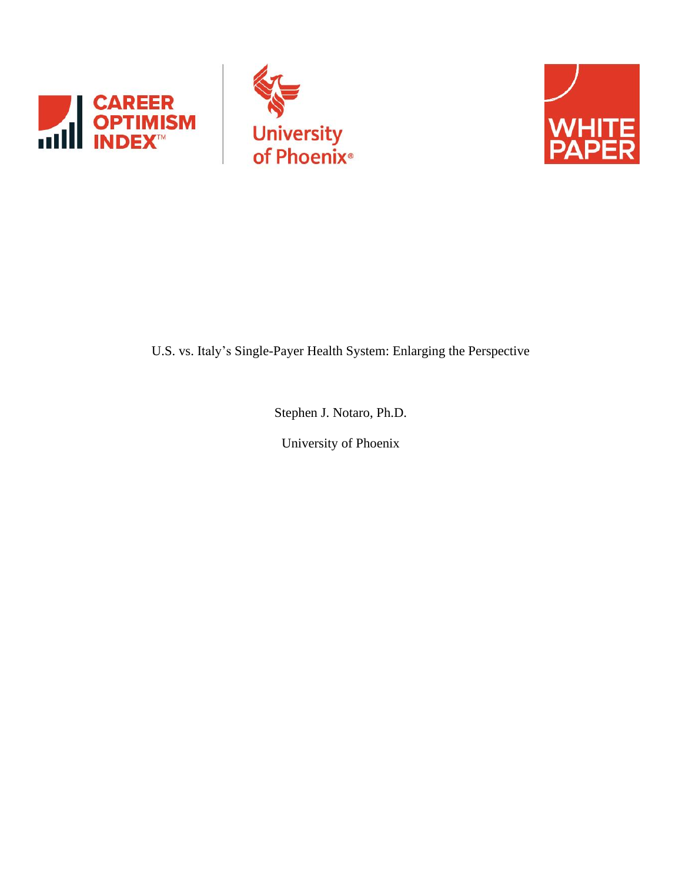CAREER OPTIMISM INDEX™

University of Phoenix®

WHITE PAPER

# U.S. vs. Italy's Single-Payer Health System: Enlarging the Perspective

Stephen J. Notaro, Ph.D.

University of Phoenix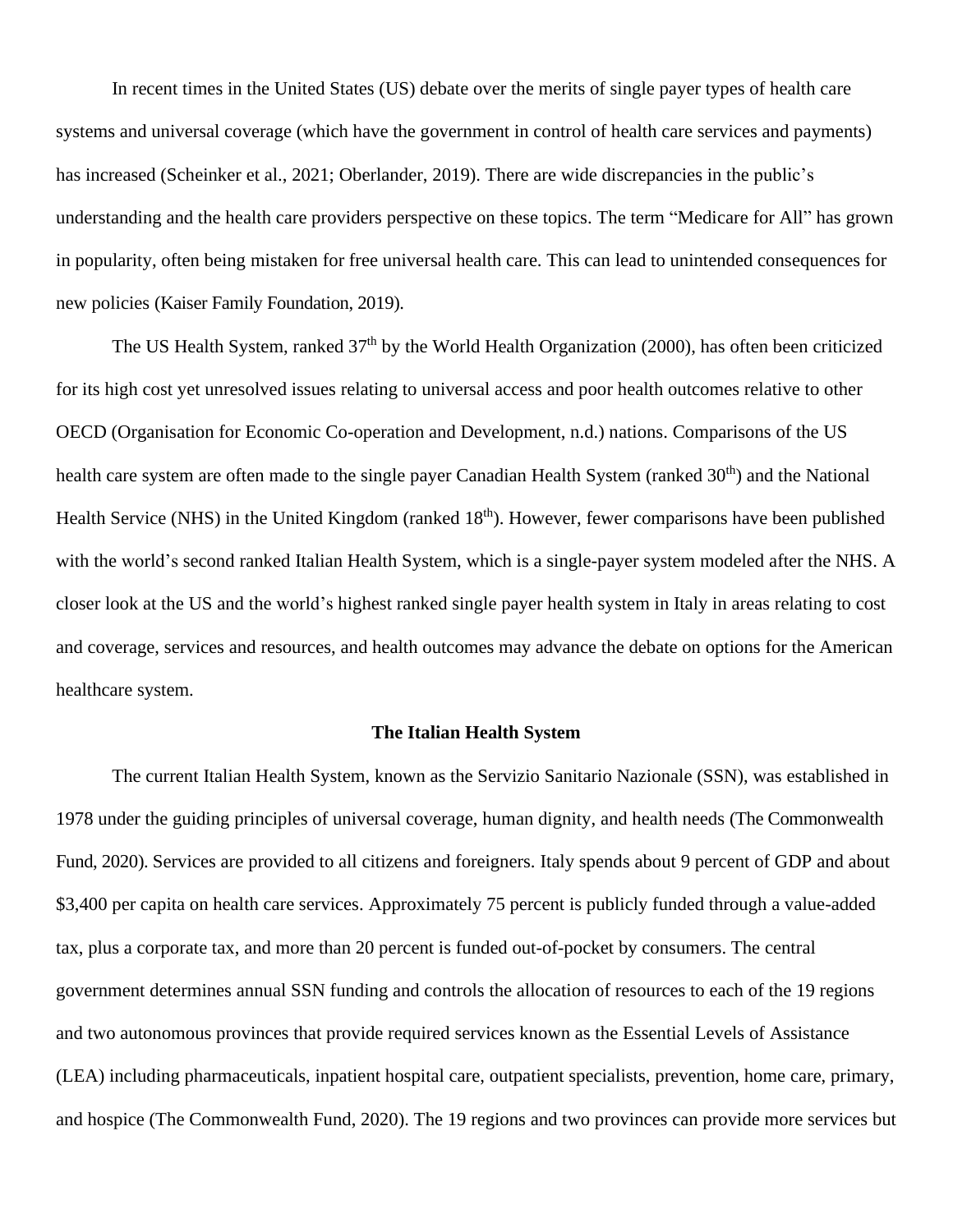In recent times in the United States (US) debate over the merits of single payer types of health care systems and universal coverage (which have the government in control of health care services and payments) has increased (Scheinker et al., 2021; Oberlander, 2019). There are wide discrepancies in the public's understanding and the health care providers perspective on these topics. The term "Medicare for All" has grown in popularity, often being mistaken for free universal health care. This can lead to unintended consequences for new policies (Kaiser Family Foundation, 2019).

The US Health System, ranked 37th by the World Health Organization (2000), has often been criticized for its high cost yet unresolved issues relating to universal access and poor health outcomes relative to other OECD (Organisation for Economic Co-operation and Development, n.d.) nations. Comparisons of the US health care system are often made to the single payer Canadian Health System (ranked 30th) and the National Health Service (NHS) in the United Kingdom (ranked 18th). However, fewer comparisons have been published with the world's second ranked Italian Health System, which is a single-payer system modeled after the NHS. A closer look at the US and the world's highest ranked single payer health system in Italy in areas relating to cost and coverage, services and resources, and health outcomes may advance the debate on options for the American healthcare system.

## The Italian Health System

The current Italian Health System, known as the Servizio Sanitario Nazionale (SSN), was established in 1978 under the guiding principles of universal coverage, human dignity, and health needs (The Commonwealth Fund, 2020). Services are provided to all citizens and foreigners. Italy spends about 9 percent of GDP and about $3,400 per capita on health care services. Approximately 75 percent is publicly funded through a value-added tax, plus a corporate tax, and more than 20 percent is funded out-of-pocket by consumers. The central government determines annual SSN funding and controls the allocation of resources to each of the 19 regions and two autonomous provinces that provide required services known as the Essential Levels of Assistance (LEA) including pharmaceuticals, inpatient hospital care, outpatient specialists, prevention, home care, primary, and hospice (The Commonwealth Fund, 2020). The 19 regions and two provinces can provide more services but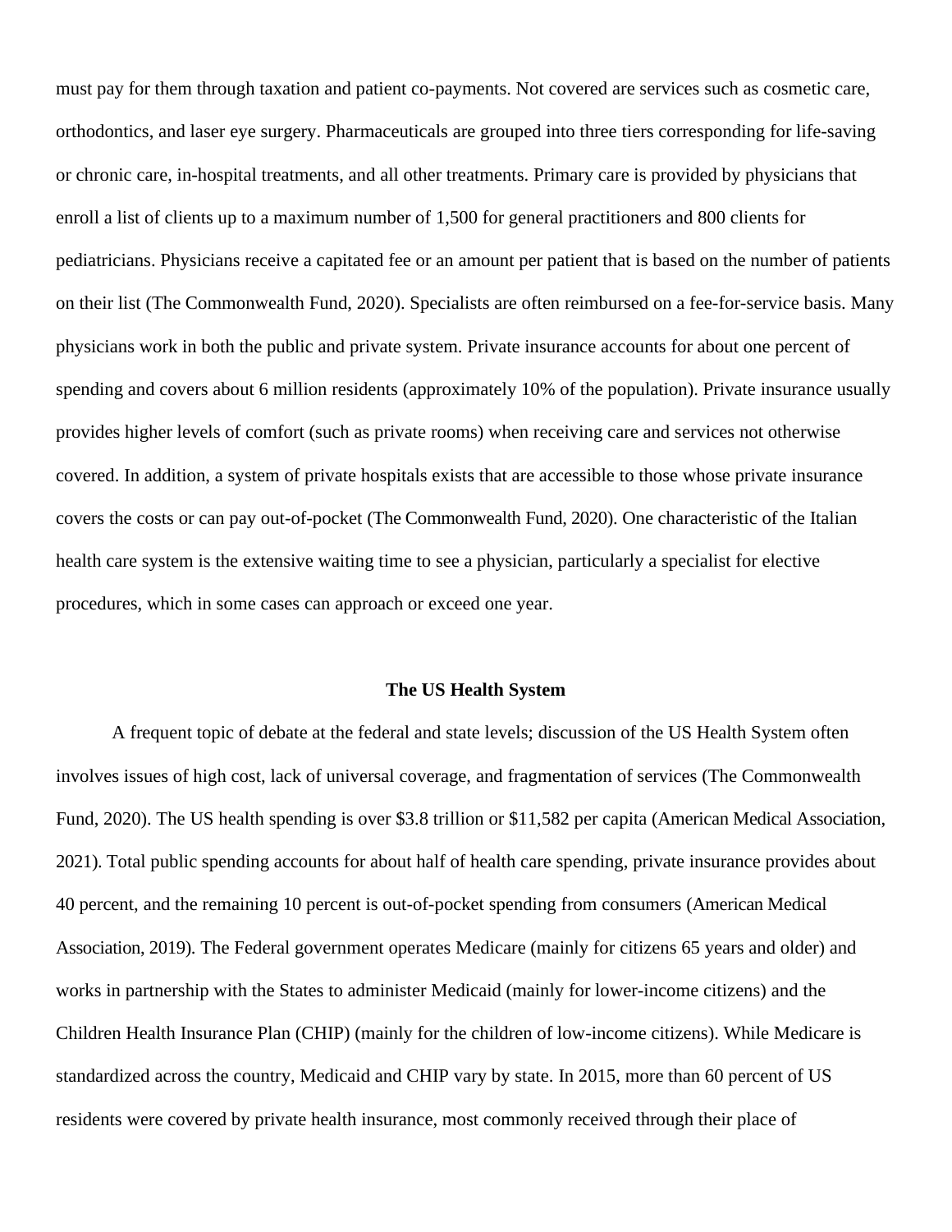must pay for them through taxation and patient co-payments. Not covered are services such as cosmetic care, orthodontics, and laser eye surgery. Pharmaceuticals are grouped into three tiers corresponding for life-saving or chronic care, in-hospital treatments, and all other treatments. Primary care is provided by physicians that enroll a list of clients up to a maximum number of 1,500 for general practitioners and 800 clients for pediatricians. Physicians receive a capitated fee or an amount per patient that is based on the number of patients on their list (The Commonwealth Fund, 2020). Specialists are often reimbursed on a fee-for-service basis. Many physicians work in both the public and private system. Private insurance accounts for about one percent of spending and covers about 6 million residents (approximately 10% of the population). Private insurance usually provides higher levels of comfort (such as private rooms) when receiving care and services not otherwise covered. In addition, a system of private hospitals exists that are accessible to those whose private insurance covers the costs or can pay out-of-pocket (The Commonwealth Fund, 2020). One characteristic of the Italian health care system is the extensive waiting time to see a physician, particularly a specialist for elective procedures, which in some cases can approach or exceed one year.

## The US Health System

A frequent topic of debate at the federal and state levels; discussion of the US Health System often involves issues of high cost, lack of universal coverage, and fragmentation of services (The Commonwealth Fund, 2020). The US health spending is over $3.8 trillion or $11,582 per capita (American Medical Association, 2021). Total public spending accounts for about half of health care spending, private insurance provides about 40 percent, and the remaining 10 percent is out-of-pocket spending from consumers (American Medical Association, 2019). The Federal government operates Medicare (mainly for citizens 65 years and older) and works in partnership with the States to administer Medicaid (mainly for lower-income citizens) and the Children Health Insurance Plan (CHIP) (mainly for the children of low-income citizens). While Medicare is standardized across the country, Medicaid and CHIP vary by state. In 2015, more than 60 percent of US residents were covered by private health insurance, most commonly received through their place of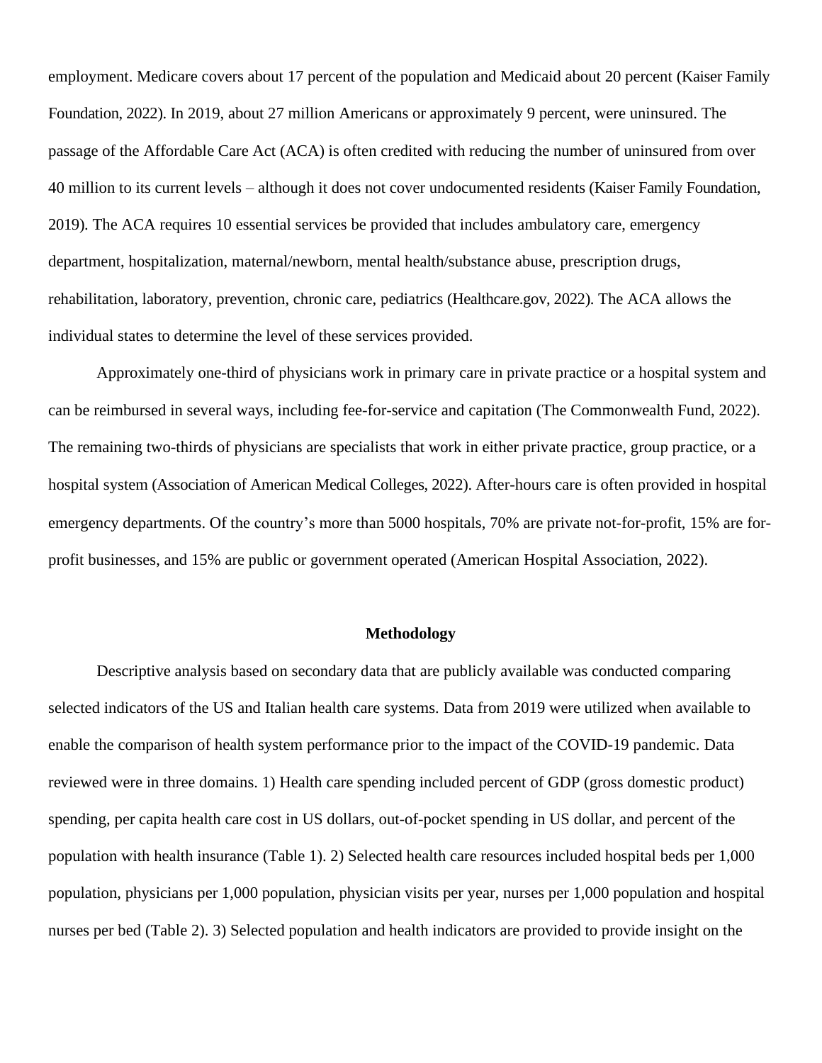employment. Medicare covers about 17 percent of the population and Medicaid about 20 percent (Kaiser Family Foundation, 2022). In 2019, about 27 million Americans or approximately 9 percent, were uninsured. The passage of the Affordable Care Act (ACA) is often credited with reducing the number of uninsured from over 40 million to its current levels – although it does not cover undocumented residents (Kaiser Family Foundation, 2019). The ACA requires 10 essential services be provided that includes ambulatory care, emergency department, hospitalization, maternal/newborn, mental health/substance abuse, prescription drugs, rehabilitation, laboratory, prevention, chronic care, pediatrics (Healthcare.gov, 2022). The ACA allows the individual states to determine the level of these services provided.

Approximately one-third of physicians work in primary care in private practice or a hospital system and can be reimbursed in several ways, including fee-for-service and capitation (The Commonwealth Fund, 2022). The remaining two-thirds of physicians are specialists that work in either private practice, group practice, or a hospital system (Association of American Medical Colleges, 2022). After-hours care is often provided in hospital emergency departments. Of the country's more than 5000 hospitals, 70% are private not-for-profit, 15% are for-profit businesses, and 15% are public or government operated (American Hospital Association, 2022).

## Methodology

Descriptive analysis based on secondary data that are publicly available was conducted comparing selected indicators of the US and Italian health care systems. Data from 2019 were utilized when available to enable the comparison of health system performance prior to the impact of the COVID-19 pandemic. Data reviewed were in three domains. 1) Health care spending included percent of GDP (gross domestic product) spending, per capita health care cost in US dollars, out-of-pocket spending in US dollar, and percent of the population with health insurance (Table 1). 2) Selected health care resources included hospital beds per 1,000 population, physicians per 1,000 population, physician visits per year, nurses per 1,000 population and hospital nurses per bed (Table 2). 3) Selected population and health indicators are provided to provide insight on the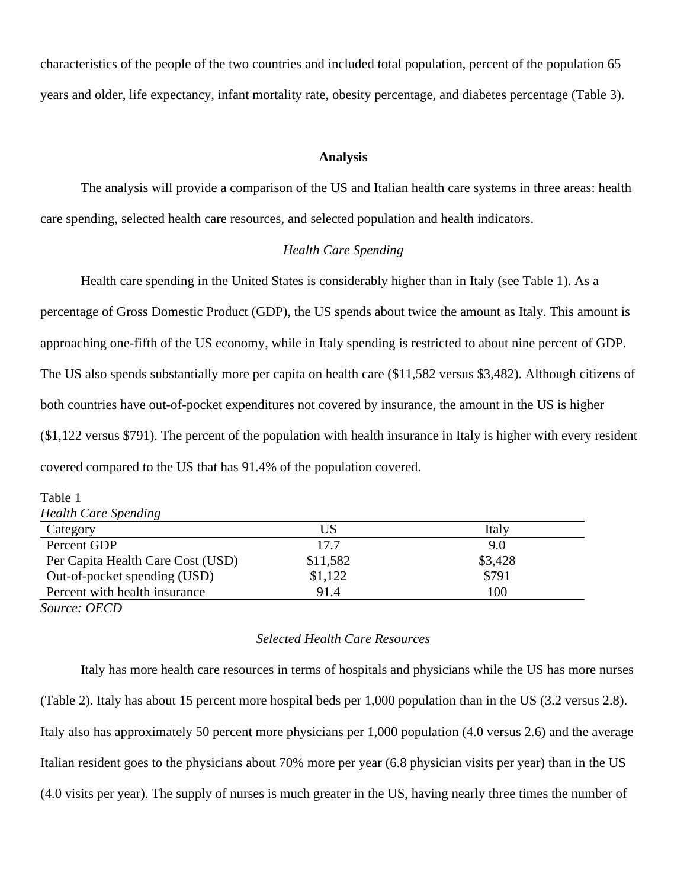characteristics of the people of the two countries and included total population, percent of the population 65 years and older, life expectancy, infant mortality rate, obesity percentage, and diabetes percentage (Table 3).

## Analysis

The analysis will provide a comparison of the US and Italian health care systems in three areas: health care spending, selected health care resources, and selected population and health indicators.

### *Health Care Spending*

Health care spending in the United States is considerably higher than in Italy (see Table 1). As a percentage of Gross Domestic Product (GDP), the US spends about twice the amount as Italy. This amount is approaching one-fifth of the US economy, while in Italy spending is restricted to about nine percent of GDP. The US also spends substantially more per capita on health care ($11,582 versus $3,482). Although citizens of both countries have out-of-pocket expenditures not covered by insurance, the amount in the US is higher ($1,122 versus $791). The percent of the population with health insurance in Italy is higher with every resident covered compared to the US that has 91.4% of the population covered.

Table 1
*Health Care Spending*

| Category | US | Italy |
|---|---|---|
| Percent GDP | 17.7 | 9.0 |
| Per Capita Health Care Cost (USD) | $11,582 | $3,428 |
| Out-of-pocket spending (USD) | $1,122 | $791 |
| Percent with health insurance | 91.4 | 100 |

*Source: OECD*

### *Selected Health Care Resources*

Italy has more health care resources in terms of hospitals and physicians while the US has more nurses (Table 2). Italy has about 15 percent more hospital beds per 1,000 population than in the US (3.2 versus 2.8). Italy also has approximately 50 percent more physicians per 1,000 population (4.0 versus 2.6) and the average Italian resident goes to the physicians about 70% more per year (6.8 physician visits per year) than in the US (4.0 visits per year). The supply of nurses is much greater in the US, having nearly three times the number of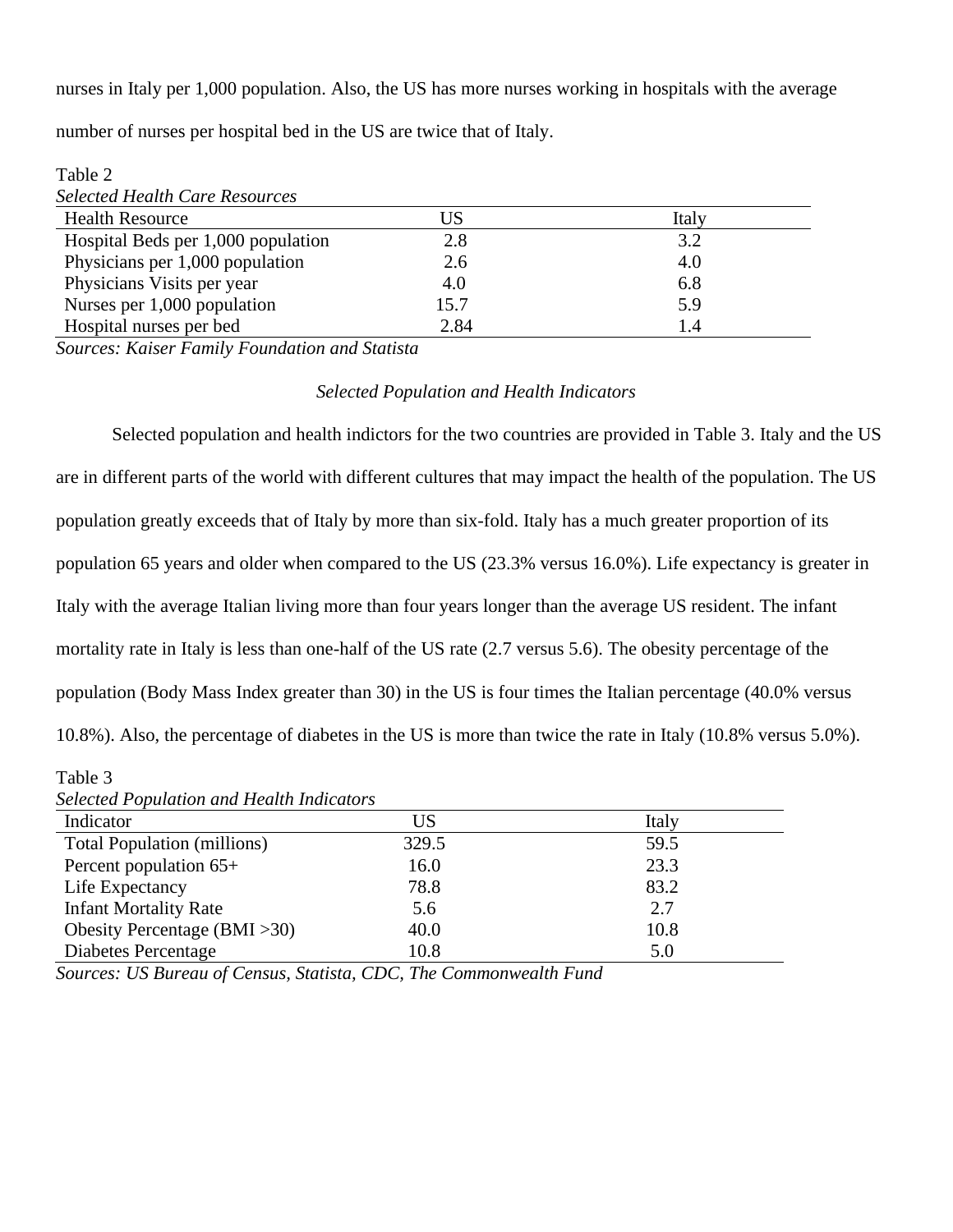nurses in Italy per 1,000 population. Also, the US has more nurses working in hospitals with the average number of nurses per hospital bed in the US are twice that of Italy.

Table 2

*Selected Health Care Resources*

| Health Resource | US | Italy |
|---|---|---|
| Hospital Beds per 1,000 population | 2.8 | 3.2 |
| Physicians per 1,000 population | 2.6 | 4.0 |
| Physicians Visits per year | 4.0 | 6.8 |
| Nurses per 1,000 population | 15.7 | 5.9 |
| Hospital nurses per bed | 2.84 | 1.4 |

*Sources: Kaiser Family Foundation and Statista*

### *Selected Population and Health Indicators*

Selected population and health indictors for the two countries are provided in Table 3. Italy and the US are in different parts of the world with different cultures that may impact the health of the population. The US population greatly exceeds that of Italy by more than six-fold. Italy has a much greater proportion of its population 65 years and older when compared to the US (23.3% versus 16.0%). Life expectancy is greater in Italy with the average Italian living more than four years longer than the average US resident. The infant mortality rate in Italy is less than one-half of the US rate (2.7 versus 5.6). The obesity percentage of the population (Body Mass Index greater than 30) in the US is four times the Italian percentage (40.0% versus 10.8%). Also, the percentage of diabetes in the US is more than twice the rate in Italy (10.8% versus 5.0%).

Table 3

*Selected Population and Health Indicators*

| Indicator | US | Italy |
|---|---|---|
| Total Population (millions) | 329.5 | 59.5 |
| Percent population 65+ | 16.0 | 23.3 |
| Life Expectancy | 78.8 | 83.2 |
| Infant Mortality Rate | 5.6 | 2.7 |
| Obesity Percentage (BMI >30) | 40.0 | 10.8 |
| Diabetes Percentage | 10.8 | 5.0 |

*Sources: US Bureau of Census, Statista, CDC, The Commonwealth Fund*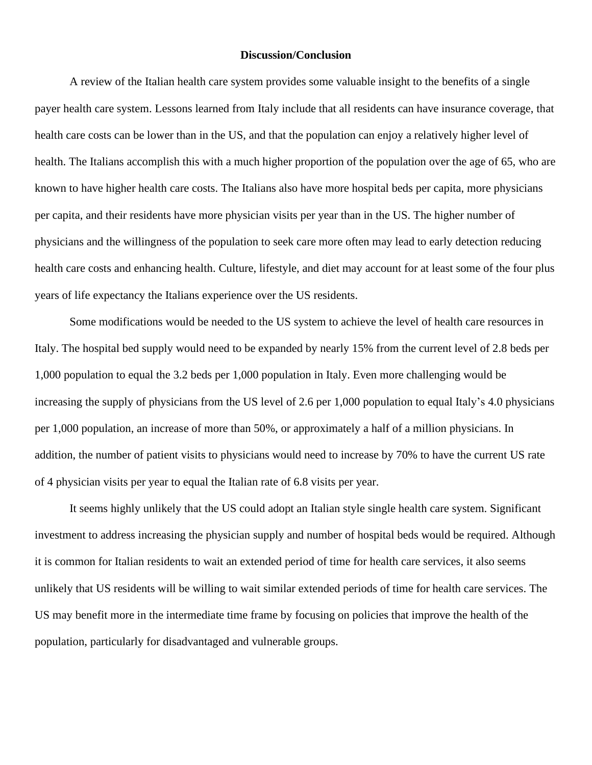**Discussion/Conclusion**

A review of the Italian health care system provides some valuable insight to the benefits of a single payer health care system. Lessons learned from Italy include that all residents can have insurance coverage, that health care costs can be lower than in the US, and that the population can enjoy a relatively higher level of health. The Italians accomplish this with a much higher proportion of the population over the age of 65, who are known to have higher health care costs. The Italians also have more hospital beds per capita, more physicians per capita, and their residents have more physician visits per year than in the US. The higher number of physicians and the willingness of the population to seek care more often may lead to early detection reducing health care costs and enhancing health. Culture, lifestyle, and diet may account for at least some of the four plus years of life expectancy the Italians experience over the US residents.

Some modifications would be needed to the US system to achieve the level of health care resources in Italy. The hospital bed supply would need to be expanded by nearly 15% from the current level of 2.8 beds per 1,000 population to equal the 3.2 beds per 1,000 population in Italy. Even more challenging would be increasing the supply of physicians from the US level of 2.6 per 1,000 population to equal Italy's 4.0 physicians per 1,000 population, an increase of more than 50%, or approximately a half of a million physicians. In addition, the number of patient visits to physicians would need to increase by 70% to have the current US rate of 4 physician visits per year to equal the Italian rate of 6.8 visits per year.

It seems highly unlikely that the US could adopt an Italian style single health care system. Significant investment to address increasing the physician supply and number of hospital beds would be required. Although it is common for Italian residents to wait an extended period of time for health care services, it also seems unlikely that US residents will be willing to wait similar extended periods of time for health care services. The US may benefit more in the intermediate time frame by focusing on policies that improve the health of the population, particularly for disadvantaged and vulnerable groups.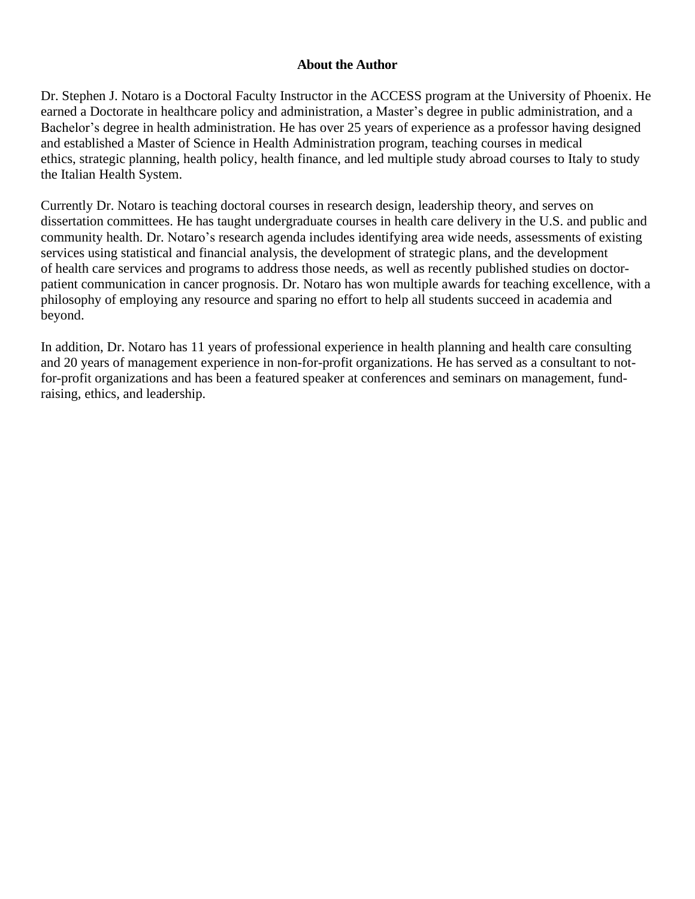## About the Author

Dr. Stephen J. Notaro is a Doctoral Faculty Instructor in the ACCESS program at the University of Phoenix. He earned a Doctorate in healthcare policy and administration, a Master's degree in public administration, and a Bachelor's degree in health administration. He has over 25 years of experience as a professor having designed and established a Master of Science in Health Administration program, teaching courses in medical ethics, strategic planning, health policy, health finance, and led multiple study abroad courses to Italy to study the Italian Health System.

Currently Dr. Notaro is teaching doctoral courses in research design, leadership theory, and serves on dissertation committees. He has taught undergraduate courses in health care delivery in the U.S. and public and community health. Dr. Notaro's research agenda includes identifying area wide needs, assessments of existing services using statistical and financial analysis, the development of strategic plans, and the development of health care services and programs to address those needs, as well as recently published studies on doctor-patient communication in cancer prognosis. Dr. Notaro has won multiple awards for teaching excellence, with a philosophy of employing any resource and sparing no effort to help all students succeed in academia and beyond.

In addition, Dr. Notaro has 11 years of professional experience in health planning and health care consulting and 20 years of management experience in non-for-profit organizations. He has served as a consultant to not-for-profit organizations and has been a featured speaker at conferences and seminars on management, fund-raising, ethics, and leadership.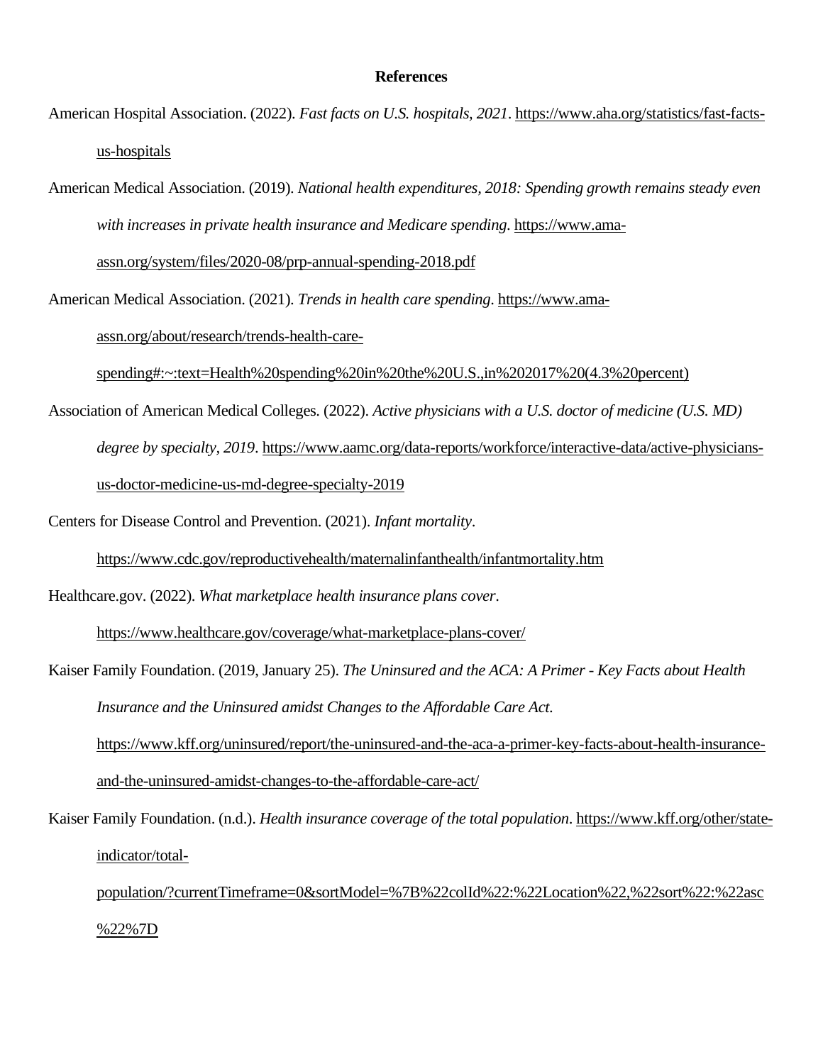# References

American Hospital Association. (2022). *Fast facts on U.S. hospitals, 2021*. https://www.aha.org/statistics/fast-facts-us-hospitals

American Medical Association. (2019). *National health expenditures, 2018: Spending growth remains steady even with increases in private health insurance and Medicare spending*. https://www.ama-assn.org/system/files/2020-08/prp-annual-spending-2018.pdf

American Medical Association. (2021). *Trends in health care spending*. https://www.ama-assn.org/about/research/trends-health-care-spending#:~:text=Health%20spending%20in%20the%20U.S.,in%202017%20(4.3%20percent)

Association of American Medical Colleges. (2022). *Active physicians with a U.S. doctor of medicine (U.S. MD) degree by specialty, 2019*. https://www.aamc.org/data-reports/workforce/interactive-data/active-physicians-us-doctor-medicine-us-md-degree-specialty-2019

Centers for Disease Control and Prevention. (2021). *Infant mortality*. https://www.cdc.gov/reproductivehealth/maternalinfanthealth/infantmortality.htm

Healthcare.gov. (2022). *What marketplace health insurance plans cover*. https://www.healthcare.gov/coverage/what-marketplace-plans-cover/

Kaiser Family Foundation. (2019, January 25). *The Uninsured and the ACA: A Primer - Key Facts about Health Insurance and the Uninsured amidst Changes to the Affordable Care Act*. https://www.kff.org/uninsured/report/the-uninsured-and-the-aca-a-primer-key-facts-about-health-insurance-and-the-uninsured-amidst-changes-to-the-affordable-care-act/

Kaiser Family Foundation. (n.d.). *Health insurance coverage of the total population*. https://www.kff.org/other/state-indicator/total-population/?currentTimeframe=0&sortModel=%7B%22colId%22:%22Location%22,%22sort%22:%22asc%22%7D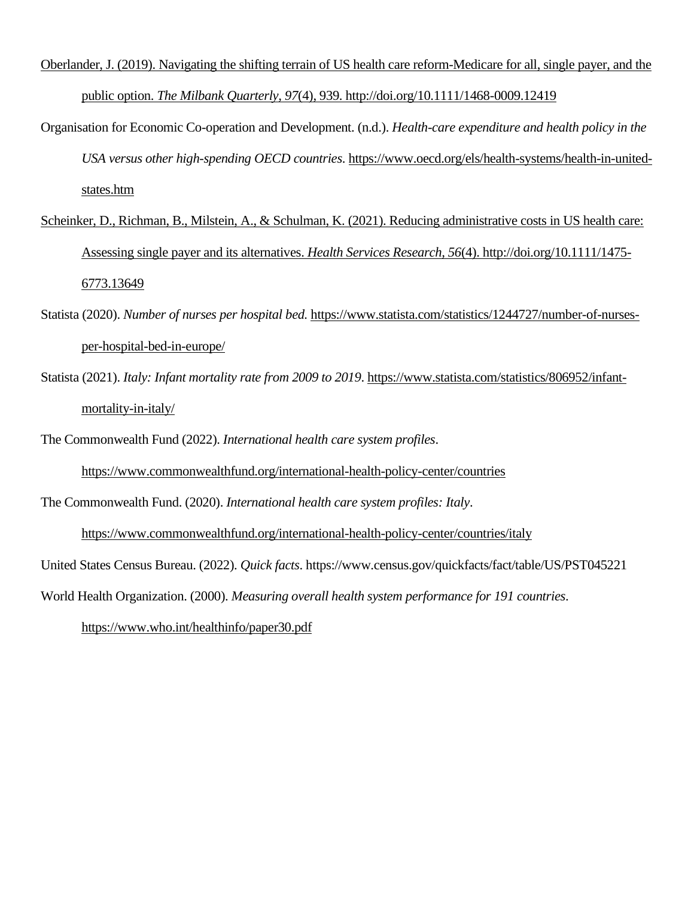Oberlander, J. (2019). Navigating the shifting terrain of US health care reform-Medicare for all, single payer, and the public option. *The Milbank Quarterly, 97*(4), 939. http://doi.org/10.1111/1468-0009.12419

Organisation for Economic Co-operation and Development. (n.d.). *Health-care expenditure and health policy in the USA versus other high-spending OECD countries*. https://www.oecd.org/els/health-systems/health-in-united-states.htm

Scheinker, D., Richman, B., Milstein, A., & Schulman, K. (2021). Reducing administrative costs in US health care: Assessing single payer and its alternatives. *Health Services Research, 56*(4). http://doi.org/10.1111/1475-6773.13649

Statista (2020). *Number of nurses per hospital bed.* https://www.statista.com/statistics/1244727/number-of-nurses-per-hospital-bed-in-europe/

Statista (2021). *Italy: Infant mortality rate from 2009 to 2019*. https://www.statista.com/statistics/806952/infant-mortality-in-italy/

The Commonwealth Fund (2022). *International health care system profiles*. https://www.commonwealthfund.org/international-health-policy-center/countries

The Commonwealth Fund. (2020). *International health care system profiles: Italy*. https://www.commonwealthfund.org/international-health-policy-center/countries/italy

United States Census Bureau. (2022). *Quick facts*. https://www.census.gov/quickfacts/fact/table/US/PST045221

World Health Organization. (2000). *Measuring overall health system performance for 191 countries*. https://www.who.int/healthinfo/paper30.pdf